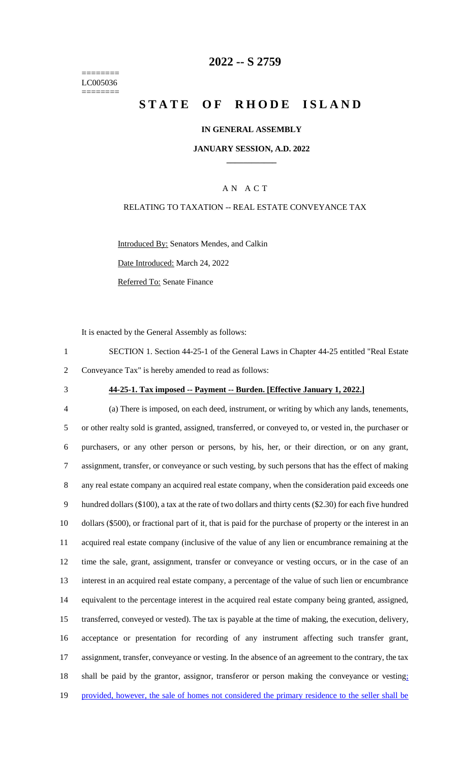========
LC005036
========

# 2022 -- S 2759

# STATE OF RHODE ISLAND

### IN GENERAL ASSEMBLY

### JANUARY SESSION, A.D. 2022

## A N A C T

### RELATING TO TAXATION -- REAL ESTATE CONVEYANCE TAX

Introduced By: Senators Mendes, and Calkin

Date Introduced: March 24, 2022

Referred To: Senate Finance

It is enacted by the General Assembly as follows:

1 SECTION 1. Section 44-25-1 of the General Laws in Chapter 44-25 entitled "Real Estate
2 Conveyance Tax" is hereby amended to read as follows:

3 **44-25-1. Tax imposed -- Payment -- Burden. [Effective January 1, 2022.]**

4 (a) There is imposed, on each deed, instrument, or writing by which any lands, tenements,
5 or other realty sold is granted, assigned, transferred, or conveyed to, or vested in, the purchaser or
6 purchasers, or any other person or persons, by his, her, or their direction, or on any grant,
7 assignment, transfer, or conveyance or such vesting, by such persons that has the effect of making
8 any real estate company an acquired real estate company, when the consideration paid exceeds one
9 hundred dollars ($100), a tax at the rate of two dollars and thirty cents ($2.30) for each five hundred
10 dollars ($500), or fractional part of it, that is paid for the purchase of property or the interest in an
11 acquired real estate company (inclusive of the value of any lien or encumbrance remaining at the
12 time the sale, grant, assignment, transfer or conveyance or vesting occurs, or in the case of an
13 interest in an acquired real estate company, a percentage of the value of such lien or encumbrance
14 equivalent to the percentage interest in the acquired real estate company being granted, assigned,
15 transferred, conveyed or vested). The tax is payable at the time of making, the execution, delivery,
16 acceptance or presentation for recording of any instrument affecting such transfer grant,
17 assignment, transfer, conveyance or vesting. In the absence of an agreement to the contrary, the tax
18 shall be paid by the grantor, assignor, transferor or person making the conveyance or vesting;
19 provided, however, the sale of homes not considered the primary residence to the seller shall be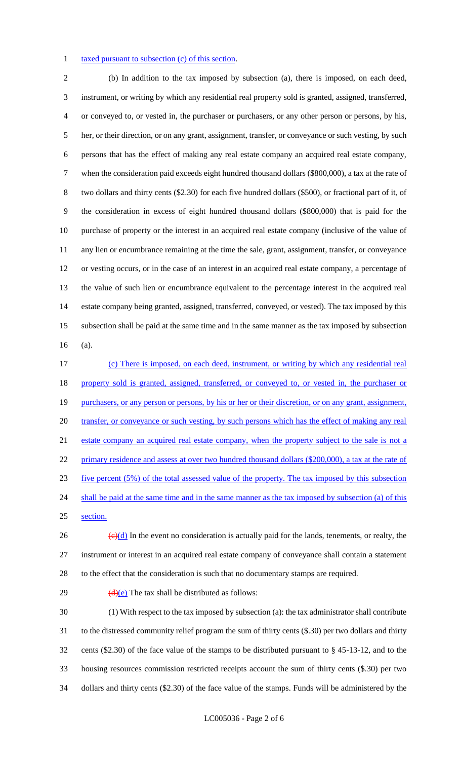taxed pursuant to subsection (c) of this section.

(b) In addition to the tax imposed by subsection (a), there is imposed, on each deed, instrument, or writing by which any residential real property sold is granted, assigned, transferred, or conveyed to, or vested in, the purchaser or purchasers, or any other person or persons, by his, her, or their direction, or on any grant, assignment, transfer, or conveyance or such vesting, by such persons that has the effect of making any real estate company an acquired real estate company, when the consideration paid exceeds eight hundred thousand dollars ($800,000), a tax at the rate of two dollars and thirty cents ($2.30) for each five hundred dollars ($500), or fractional part of it, of the consideration in excess of eight hundred thousand dollars ($800,000) that is paid for the purchase of property or the interest in an acquired real estate company (inclusive of the value of any lien or encumbrance remaining at the time the sale, grant, assignment, transfer, or conveyance or vesting occurs, or in the case of an interest in an acquired real estate company, a percentage of the value of such lien or encumbrance equivalent to the percentage interest in the acquired real estate company being granted, assigned, transferred, conveyed, or vested). The tax imposed by this subsection shall be paid at the same time and in the same manner as the tax imposed by subsection (a).

(c) There is imposed, on each deed, instrument, or writing by which any residential real property sold is granted, assigned, transferred, or conveyed to, or vested in, the purchaser or purchasers, or any person or persons, by his or her or their discretion, or on any grant, assignment, transfer, or conveyance or such vesting, by such persons which has the effect of making any real estate company an acquired real estate company, when the property subject to the sale is not a primary residence and assess at over two hundred thousand dollars ($200,000), a tax at the rate of five percent (5%) of the total assessed value of the property. The tax imposed by this subsection shall be paid at the same time and in the same manner as the tax imposed by subsection (a) of this section.

~~(c)~~(d) In the event no consideration is actually paid for the lands, tenements, or realty, the instrument or interest in an acquired real estate company of conveyance shall contain a statement to the effect that the consideration is such that no documentary stamps are required.

~~(d)~~(e) The tax shall be distributed as follows:

(1) With respect to the tax imposed by subsection (a): the tax administrator shall contribute to the distressed community relief program the sum of thirty cents ($.30) per two dollars and thirty cents ($2.30) of the face value of the stamps to be distributed pursuant to § 45-13-12, and to the housing resources commission restricted receipts account the sum of thirty cents ($.30) per two dollars and thirty cents ($2.30) of the face value of the stamps. Funds will be administered by the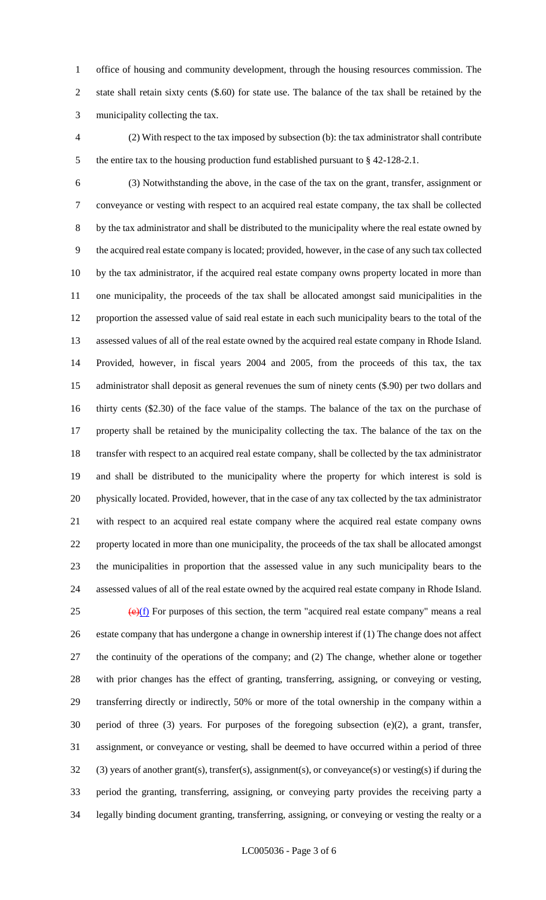office of housing and community development, through the housing resources commission. The state shall retain sixty cents ($.60) for state use. The balance of the tax shall be retained by the municipality collecting the tax.

(2) With respect to the tax imposed by subsection (b): the tax administrator shall contribute the entire tax to the housing production fund established pursuant to § 42-128-2.1.

(3) Notwithstanding the above, in the case of the tax on the grant, transfer, assignment or conveyance or vesting with respect to an acquired real estate company, the tax shall be collected by the tax administrator and shall be distributed to the municipality where the real estate owned by the acquired real estate company is located; provided, however, in the case of any such tax collected by the tax administrator, if the acquired real estate company owns property located in more than one municipality, the proceeds of the tax shall be allocated amongst said municipalities in the proportion the assessed value of said real estate in each such municipality bears to the total of the assessed values of all of the real estate owned by the acquired real estate company in Rhode Island. Provided, however, in fiscal years 2004 and 2005, from the proceeds of this tax, the tax administrator shall deposit as general revenues the sum of ninety cents ($.90) per two dollars and thirty cents ($2.30) of the face value of the stamps. The balance of the tax on the purchase of property shall be retained by the municipality collecting the tax. The balance of the tax on the transfer with respect to an acquired real estate company, shall be collected by the tax administrator and shall be distributed to the municipality where the property for which interest is sold is physically located. Provided, however, that in the case of any tax collected by the tax administrator with respect to an acquired real estate company where the acquired real estate company owns property located in more than one municipality, the proceeds of the tax shall be allocated amongst the municipalities in proportion that the assessed value in any such municipality bears to the assessed values of all of the real estate owned by the acquired real estate company in Rhode Island.

~~(e)~~(f) For purposes of this section, the term "acquired real estate company" means a real estate company that has undergone a change in ownership interest if (1) The change does not affect the continuity of the operations of the company; and (2) The change, whether alone or together with prior changes has the effect of granting, transferring, assigning, or conveying or vesting, transferring directly or indirectly, 50% or more of the total ownership in the company within a period of three (3) years. For purposes of the foregoing subsection (e)(2), a grant, transfer, assignment, or conveyance or vesting, shall be deemed to have occurred within a period of three (3) years of another grant(s), transfer(s), assignment(s), or conveyance(s) or vesting(s) if during the period the granting, transferring, assigning, or conveying party provides the receiving party a legally binding document granting, transferring, assigning, or conveying or vesting the realty or a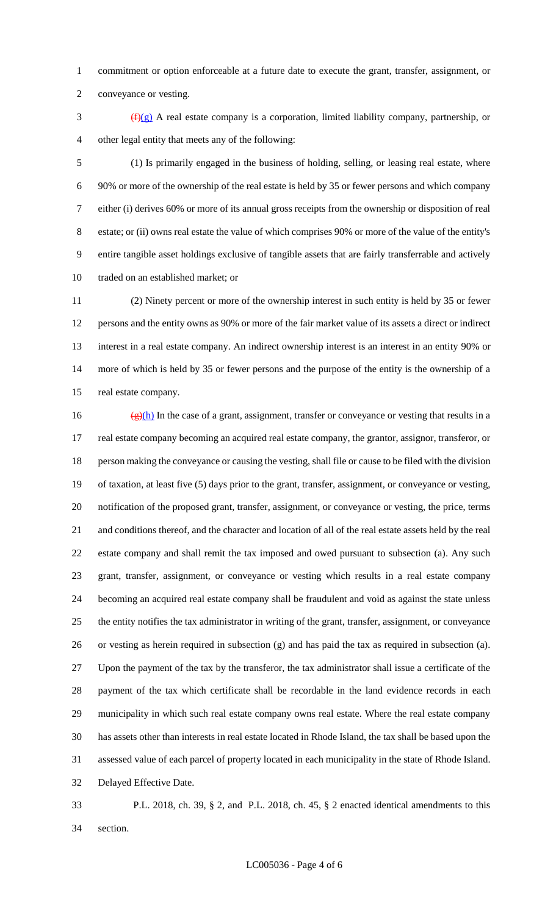commitment or option enforceable at a future date to execute the grant, transfer, assignment, or conveyance or vesting.

~~(f)~~(g) A real estate company is a corporation, limited liability company, partnership, or other legal entity that meets any of the following:

(1) Is primarily engaged in the business of holding, selling, or leasing real estate, where 90% or more of the ownership of the real estate is held by 35 or fewer persons and which company either (i) derives 60% or more of its annual gross receipts from the ownership or disposition of real estate; or (ii) owns real estate the value of which comprises 90% or more of the value of the entity's entire tangible asset holdings exclusive of tangible assets that are fairly transferrable and actively traded on an established market; or

(2) Ninety percent or more of the ownership interest in such entity is held by 35 or fewer persons and the entity owns as 90% or more of the fair market value of its assets a direct or indirect interest in a real estate company. An indirect ownership interest is an interest in an entity 90% or more of which is held by 35 or fewer persons and the purpose of the entity is the ownership of a real estate company.

~~(g)~~(h) In the case of a grant, assignment, transfer or conveyance or vesting that results in a real estate company becoming an acquired real estate company, the grantor, assignor, transferor, or person making the conveyance or causing the vesting, shall file or cause to be filed with the division of taxation, at least five (5) days prior to the grant, transfer, assignment, or conveyance or vesting, notification of the proposed grant, transfer, assignment, or conveyance or vesting, the price, terms and conditions thereof, and the character and location of all of the real estate assets held by the real estate company and shall remit the tax imposed and owed pursuant to subsection (a). Any such grant, transfer, assignment, or conveyance or vesting which results in a real estate company becoming an acquired real estate company shall be fraudulent and void as against the state unless the entity notifies the tax administrator in writing of the grant, transfer, assignment, or conveyance or vesting as herein required in subsection (g) and has paid the tax as required in subsection (a). Upon the payment of the tax by the transferor, the tax administrator shall issue a certificate of the payment of the tax which certificate shall be recordable in the land evidence records in each municipality in which such real estate company owns real estate. Where the real estate company has assets other than interests in real estate located in Rhode Island, the tax shall be based upon the assessed value of each parcel of property located in each municipality in the state of Rhode Island. Delayed Effective Date.

P.L. 2018, ch. 39, § 2, and P.L. 2018, ch. 45, § 2 enacted identical amendments to this section.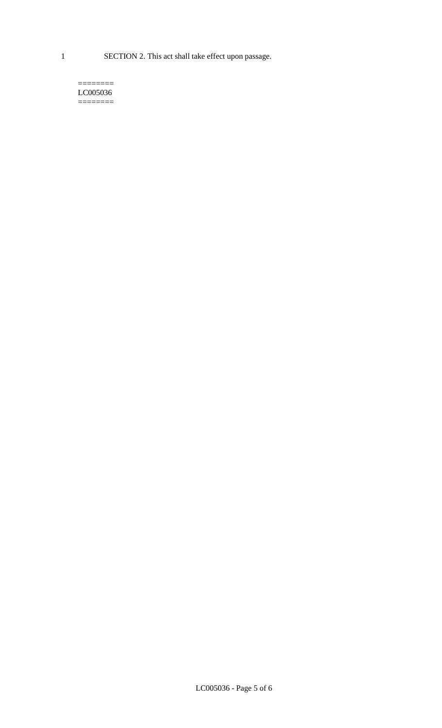SECTION 2. This act shall take effect upon passage.

========
LC005036
========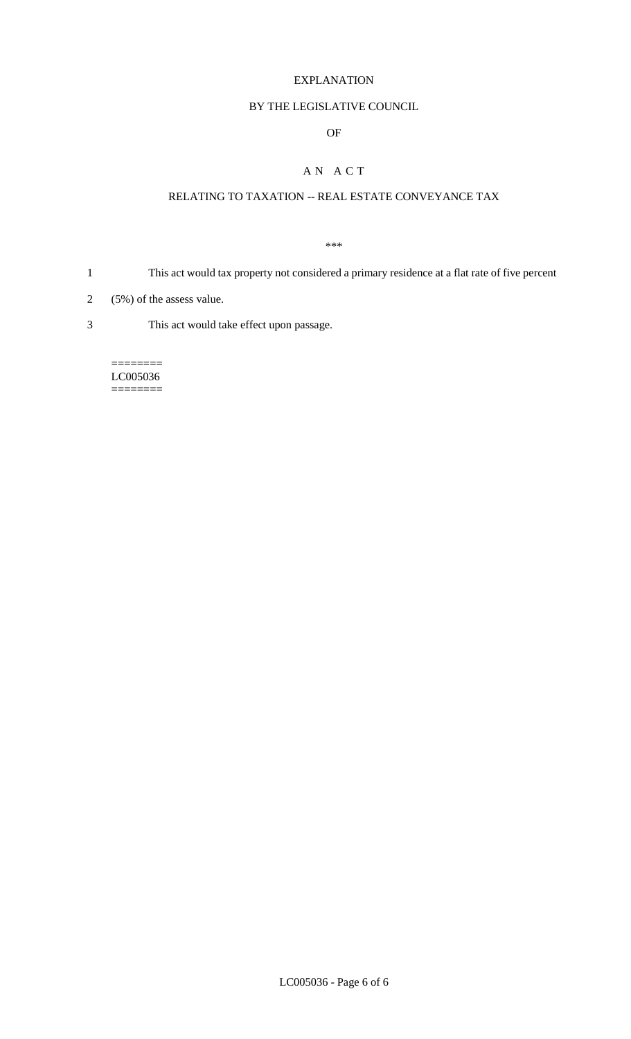EXPLANATION

BY THE LEGISLATIVE COUNCIL

OF

A N A C T

RELATING TO TAXATION -- REAL ESTATE CONVEYANCE TAX

\*\*\*

1 This act would tax property not considered a primary residence at a flat rate of five percent

2 (5%) of the assess value.

3 This act would take effect upon passage.

========
LC005036
========